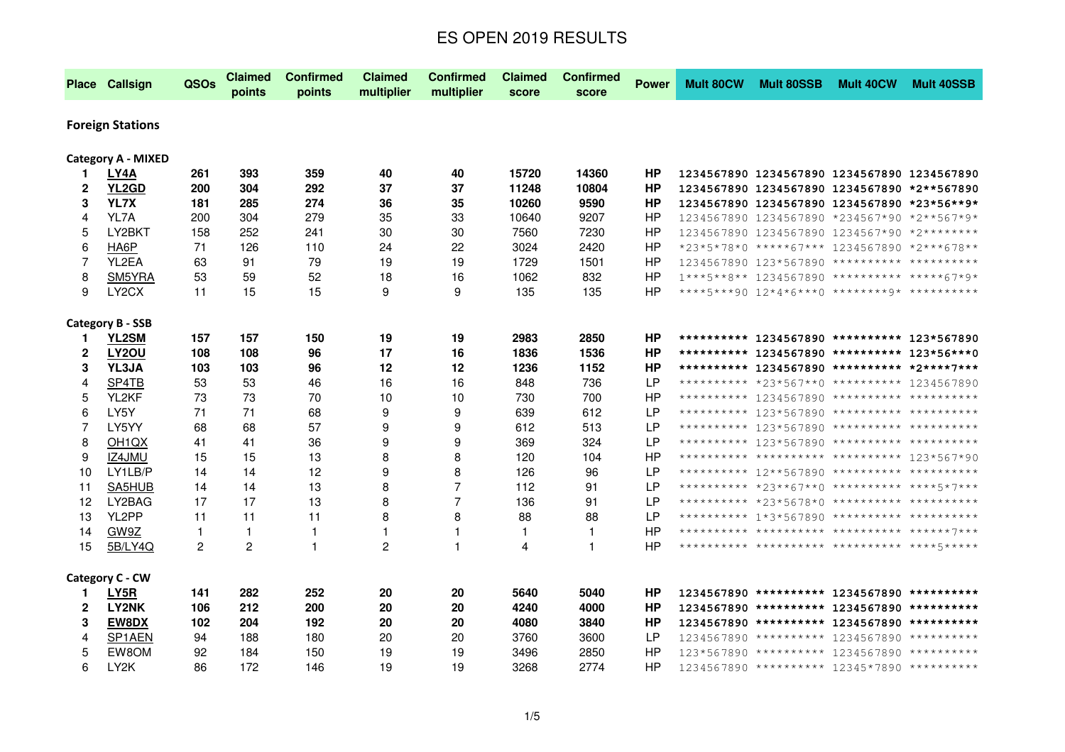# ES OPEN 2019 RESULTS

| Place | Callsign | QSOs | Claimed points | Confirmed points | Claimed multiplier | Confirmed multiplier | Claimed score | Confirmed score | Power | Mult 80CW | Mult 80SSB | Mult 40CW | Mult 40SSB |
|---|---|---|---|---|---|---|---|---|---|---|---|---|---|
| **Foreign Stations** | | | | | | | | | | | | | |
| **Category A - MIXED** | | | | | | | | | | | | | |
| **1** | **LY4A** | **261** | **393** | **359** | **40** | **40** | **15720** | **14360** | **HP** | **1234567890** | **1234567890** | **1234567890** | **1234567890** |
| **2** | **YL2GD** | **200** | **304** | **292** | **37** | **37** | **11248** | **10804** | **HP** | **1234567890** | **1234567890** | **1234567890** | **\*2\*\*567890** |
| **3** | **YL7X** | **181** | **285** | **274** | **36** | **35** | **10260** | **9590** | **HP** | **1234567890** | **1234567890** | **1234567890** | **\*23\*56\*\*9\*** |
| 4 | YL7A | 200 | 304 | 279 | 35 | 33 | 10640 | 9207 | HP | 1234567890 | 1234567890 | *234567*90 | *2**567*9* |
| 5 | LY2BKT | 158 | 252 | 241 | 30 | 30 | 7560 | 7230 | HP | 1234567890 | 1234567890 | 1234567*90 | *2******** |
| 6 | HA6P | 71 | 126 | 110 | 24 | 22 | 3024 | 2420 | HP | *23*5*78*0 | *****67*** | 1234567890 | *2***678** |
| 7 | YL2EA | 63 | 91 | 79 | 19 | 19 | 1729 | 1501 | HP | 1234567890 | 123*567890 | ********** | ********** |
| 8 | SM5YRA | 53 | 59 | 52 | 18 | 16 | 1062 | 832 | HP | 1***5**8** | 1234567890 | ********** | *****67*9* |
| 9 | LY2CX | 11 | 15 | 15 | 9 | 9 | 135 | 135 | HP | ****5***90 | 12*4*6***0 | ********9* | ********** |
| **Category B - SSB** | | | | | | | | | | | | | |
| **1** | **YL2SM** | **157** | **157** | **150** | **19** | **19** | **2983** | **2850** | **HP** | **\*\*\*\*\*\*\*\*\*\*** | **1234567890** | **\*\*\*\*\*\*\*\*\*\*** | **123\*567890** |
| **2** | **LY2OU** | **108** | **108** | **96** | **17** | **16** | **1836** | **1536** | **HP** | **\*\*\*\*\*\*\*\*\*\*** | **1234567890** | **\*\*\*\*\*\*\*\*\*\*** | **123\*56\*\*\*0** |
| **3** | **YL3JA** | **103** | **103** | **96** | **12** | **12** | **1236** | **1152** | **HP** | **\*\*\*\*\*\*\*\*\*\*** | **1234567890** | **\*\*\*\*\*\*\*\*\*\*** | **\*2\*\*\*\*7\*\*\*** |
| 4 | SP4TB | 53 | 53 | 46 | 16 | 16 | 848 | 736 | LP | ********** | *23*567**0 | ********** | 1234567890 |
| 5 | YL2KF | 73 | 73 | 70 | 10 | 10 | 730 | 700 | HP | ********** | 1234567890 | ********** | ********** |
| 6 | LY5Y | 71 | 71 | 68 | 9 | 9 | 639 | 612 | LP | ********** | 123*567890 | ********** | ********** |
| 7 | LY5YY | 68 | 68 | 57 | 9 | 9 | 612 | 513 | LP | ********** | 123*567890 | ********** | ********** |
| 8 | OH1QX | 41 | 41 | 36 | 9 | 9 | 369 | 324 | LP | ********** | 123*567890 | ********** | ********** |
| 9 | IZ4JMU | 15 | 15 | 13 | 8 | 8 | 120 | 104 | HP | ********** | ********** | ********** | 123*567*90 |
| 10 | LY1LB/P | 14 | 14 | 12 | 9 | 8 | 126 | 96 | LP | ********** | 12**567890 | ********** | ********** |
| 11 | SA5HUB | 14 | 14 | 13 | 8 | 7 | 112 | 91 | LP | ********** | *23**67**0 | ********** | ****5*7*** |
| 12 | LY2BAG | 17 | 17 | 13 | 8 | 7 | 136 | 91 | LP | ********** | *23*5678*0 | ********** | ********** |
| 13 | YL2PP | 11 | 11 | 11 | 8 | 8 | 88 | 88 | LP | ********** | 1*3*567890 | ********** | ********** |
| 14 | GW9Z | 1 | 1 | 1 | 1 | 1 | 1 | 1 | HP | ********** | ********** | ********** | ******7*** |
| 15 | 5B/LY4Q | 2 | 2 | 1 | 2 | 1 | 4 | 1 | HP | ********** | ********** | ********** | ****5***** |
| **Category C - CW** | | | | | | | | | | | | | |
| **1** | **LY5R** | **141** | **282** | **252** | **20** | **20** | **5640** | **5040** | **HP** | **1234567890** | **\*\*\*\*\*\*\*\*\*\*** | **1234567890** | **\*\*\*\*\*\*\*\*\*\*** |
| **2** | **LY2NK** | **106** | **212** | **200** | **20** | **20** | **4240** | **4000** | **HP** | **1234567890** | **\*\*\*\*\*\*\*\*\*\*** | **1234567890** | **\*\*\*\*\*\*\*\*\*\*** |
| **3** | **EW8DX** | **102** | **204** | **192** | **20** | **20** | **4080** | **3840** | **HP** | **1234567890** | **\*\*\*\*\*\*\*\*\*\*** | **1234567890** | **\*\*\*\*\*\*\*\*\*\*** |
| 4 | SP1AEN | 94 | 188 | 180 | 20 | 20 | 3760 | 3600 | LP | 1234567890 | ********** | 1234567890 | ********** |
| 5 | EW8OM | 92 | 184 | 150 | 19 | 19 | 3496 | 2850 | HP | 123*567890 | ********** | 1234567890 | ********** |
| 6 | LY2K | 86 | 172 | 146 | 19 | 19 | 3268 | 2774 | HP | 1234567890 | ********** | 12345*7890 | ********** |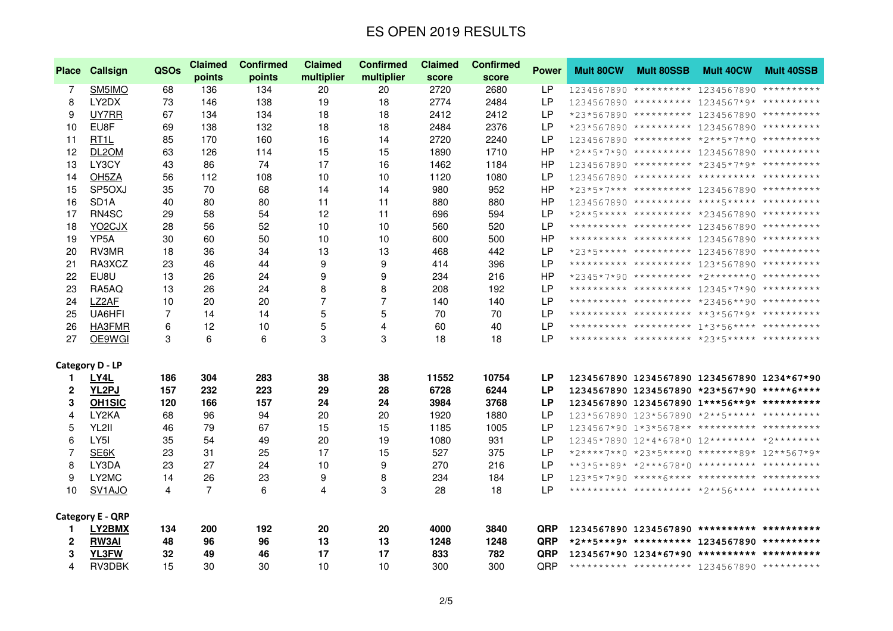# ES OPEN 2019 RESULTS

| Place | Callsign | QSOs | Claimed points | Confirmed points | Claimed multiplier | Confirmed multiplier | Claimed score | Confirmed score | Power | Mult 80CW | Mult 80SSB | Mult 40CW | Mult 40SSB |
|---|---|---|---|---|---|---|---|---|---|---|---|---|---|
| 7 | SM5IMO | 68 | 136 | 134 | 20 | 20 | 2720 | 2680 | LP | 1234567890 | ********** | 1234567890 | ********** |
| 8 | LY2DX | 73 | 146 | 138 | 19 | 18 | 2774 | 2484 | LP | 1234567890 | ********** | 1234567*9* | ********** |
| 9 | UY7RR | 67 | 134 | 134 | 18 | 18 | 2412 | 2412 | LP | *23*567890 | ********** | 1234567890 | ********** |
| 10 | EU8F | 69 | 138 | 132 | 18 | 18 | 2484 | 2376 | LP | *23*567890 | ********** | 1234567890 | ********** |
| 11 | RT1L | 85 | 170 | 160 | 16 | 14 | 2720 | 2240 | LP | 1234567890 | ********** | *2**5*7**0 | ********** |
| 12 | DL2OM | 63 | 126 | 114 | 15 | 15 | 1890 | 1710 | HP | *2**5*7*90 | ********** | 1234567890 | ********** |
| 13 | LY3CY | 43 | 86 | 74 | 17 | 16 | 1462 | 1184 | HP | 1234567890 | ********** | *2345*7*9* | ********** |
| 14 | OH5ZA | 56 | 112 | 108 | 10 | 10 | 1120 | 1080 | LP | 1234567890 | ********** | ********** | ********** |
| 15 | SP5OXJ | 35 | 70 | 68 | 14 | 14 | 980 | 952 | HP | *23*5*7*** | ********** | 1234567890 | ********** |
| 16 | SD1A | 40 | 80 | 80 | 11 | 11 | 880 | 880 | HP | 1234567890 | ********** | ****5***** | ********** |
| 17 | RN4SC | 29 | 58 | 54 | 12 | 11 | 696 | 594 | LP | *2**5***** | ********** | *234567890 | ********** |
| 18 | YO2CJX | 28 | 56 | 52 | 10 | 10 | 560 | 520 | LP | ********** | ********** | 1234567890 | ********** |
| 19 | YP5A | 30 | 60 | 50 | 10 | 10 | 600 | 500 | HP | ********** | ********** | 1234567890 | ********** |
| 20 | RV3MR | 18 | 36 | 34 | 13 | 13 | 468 | 442 | LP | *23*5***** | ********** | 1234567890 | ********** |
| 21 | RA3XCZ | 23 | 46 | 44 | 9 | 9 | 414 | 396 | LP | ********** | ********** | 123*567890 | ********** |
| 22 | EU8U | 13 | 26 | 24 | 9 | 9 | 234 | 216 | HP | *2345*7*90 | ********** | *2*******0 | ********** |
| 23 | RA5AQ | 13 | 26 | 24 | 8 | 8 | 208 | 192 | LP | ********** | ********** | 12345*7*90 | ********** |
| 24 | LZ2AF | 10 | 20 | 20 | 7 | 7 | 140 | 140 | LP | ********** | ********** | *23456**90 | ********** |
| 25 | UA6HFI | 7 | 14 | 14 | 5 | 5 | 70 | 70 | LP | ********** | ********** | **3*567*9* | ********** |
| 26 | HA3FMR | 6 | 12 | 10 | 5 | 4 | 60 | 40 | LP | ********** | ********** | 1*3*56**** | ********** |
| 27 | OE9WGI | 3 | 6 | 6 | 3 | 3 | 18 | 18 | LP | ********** | ********** | *23*5***** | ********** |

**Category D - LP**

| Place | Callsign | QSOs | Claimed points | Confirmed points | Claimed multiplier | Confirmed multiplier | Claimed score | Confirmed score | Power | Mult 80CW | Mult 80SSB | Mult 40CW | Mult 40SSB |
|---|---|---|---|---|---|---|---|---|---|---|---|---|---|
| **1** | **LY4L** | **186** | **304** | **283** | **38** | **38** | **11552** | **10754** | **LP** | **1234567890** | **1234567890** | **1234567890** | **1234*67*90** |
| **2** | **YL2PJ** | **157** | **232** | **223** | **29** | **28** | **6728** | **6244** | **LP** | **1234567890** | **1234567890** | ***23*567*90** | ******6****** |
| **3** | **OH1SIC** | **120** | **166** | **157** | **24** | **24** | **3984** | **3768** | **LP** | **1234567890** | **1234567890** | **1***56**9*** | ************** |
| 4 | LY2KA | 68 | 96 | 94 | 20 | 20 | 1920 | 1880 | LP | 123*567890 | 123*567890 | *2**5***** | ********** |
| 5 | YL2II | 46 | 79 | 67 | 15 | 15 | 1185 | 1005 | LP | 1234567*90 | 1*3*5678** | ********** | ********** |
| 6 | LY5I | 35 | 54 | 49 | 20 | 19 | 1080 | 931 | LP | 12345*7890 | 12*4*678*0 | 12******** | *2******** |
| 7 | SE6K | 23 | 31 | 25 | 17 | 15 | 527 | 375 | LP | *2****7**0 | *23*5****0 | *******89* | 12**567*9* |
| 8 | LY3DA | 23 | 27 | 24 | 10 | 9 | 270 | 216 | LP | **3*5**89* | *2***678*0 | ********** | ********** |
| 9 | LY2MC | 14 | 26 | 23 | 9 | 8 | 234 | 184 | LP | 123*5*7*90 | *****6**** | ********** | ********** |
| 10 | SV1AJO | 4 | 7 | 6 | 4 | 3 | 28 | 18 | LP | ********** | ********** | *2**56**** | ********** |

**Category E - QRP**

| Place | Callsign | QSOs | Claimed points | Confirmed points | Claimed multiplier | Confirmed multiplier | Claimed score | Confirmed score | Power | Mult 80CW | Mult 80SSB | Mult 40CW | Mult 40SSB |
|---|---|---|---|---|---|---|---|---|---|---|---|---|---|
| **1** | **LY2BMX** | **134** | **200** | **192** | **20** | **20** | **4000** | **3840** | **QRP** | **1234567890** | **1234567890** | ************** | ************** |
| **2** | **RW3AI** | **48** | **96** | **96** | **13** | **13** | **1248** | **1248** | **QRP** | ***2**5***9*** | ************** | **1234567890** | ************** |
| **3** | **YL3FW** | **32** | **49** | **46** | **17** | **17** | **833** | **782** | **QRP** | **1234567*90** | **1234*67*90** | ************** | ************** |
| 4 | RV3DBK | 15 | 30 | 30 | 10 | 10 | 300 | 300 | QRP | ********** | ********** | 1234567890 | ********** |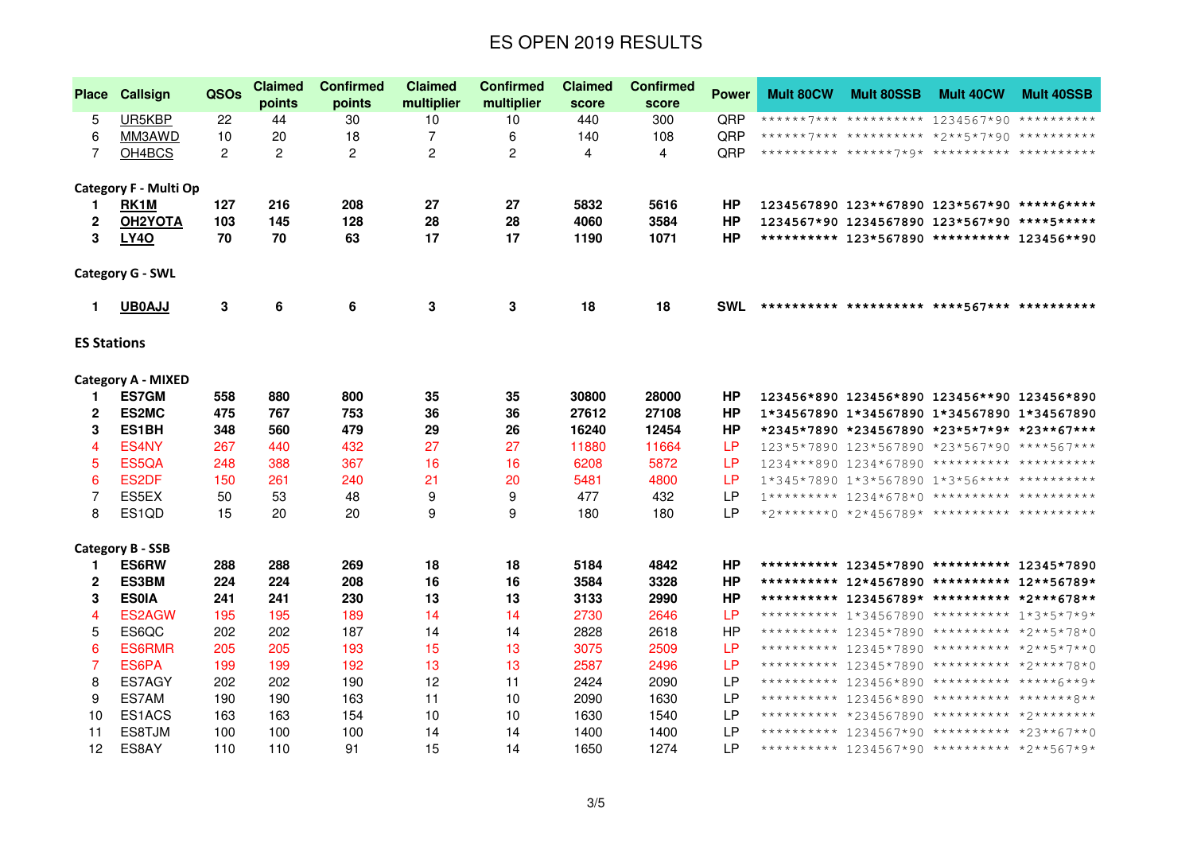# ES OPEN 2019 RESULTS

| Place | Callsign | QSOs | Claimed points | Confirmed points | Claimed multiplier | Confirmed multiplier | Claimed score | Confirmed score | Power | Mult 80CW | Mult 80SSB | Mult 40CW | Mult 40SSB |
|---|---|---|---|---|---|---|---|---|---|---|---|---|---|
| 5 | UR5KBP | 22 | 44 | 30 | 10 | 10 | 440 | 300 | QRP | ******7*** | ********** | 1234567*90 | ********** |
| 6 | MM3AWD | 10 | 20 | 18 | 7 | 6 | 140 | 108 | QRP | ******7*** | ********** | *2**5*7*90 | ********** |
| 7 | OH4BCS | 2 | 2 | 2 | 2 | 2 | 4 | 4 | QRP | ********** | ******7*9* | ********** | ********** |
| **Category F - Multi Op** | | | | | | | | | | | | | |
| **1** | **RK1M** | **127** | **216** | **208** | **27** | **27** | **5832** | **5616** | **HP** | **1234567890** | **123**67890** | **123*567*90** | **\*\*\*\*\*6\*\*\*\*** |
| **2** | **OH2YOTA** | **103** | **145** | **128** | **28** | **28** | **4060** | **3584** | **HP** | **1234567*90** | **1234567890** | **123*567*90** | **\*\*\*\*5\*\*\*\*\*** |
| **3** | **LY4O** | **70** | **70** | **63** | **17** | **17** | **1190** | **1071** | **HP** | ********** | **123*567890** | ********** | **123456**90** |
| **Category G - SWL** | | | | | | | | | | | | | |
| **1** | **UB0AJJ** | **3** | **6** | **6** | **3** | **3** | **18** | **18** | **SWL** | ********** | ********** | **\*\*\*\*567\*\*\*** | ********** |
| **ES Stations** | | | | | | | | | | | | | |
| **Category A - MIXED** | | | | | | | | | | | | | |
| **1** | **ES7GM** | **558** | **880** | **800** | **35** | **35** | **30800** | **28000** | **HP** | **123456*890** | **123456*890** | **123456**90** | **123456*890** |
| **2** | **ES2MC** | **475** | **767** | **753** | **36** | **36** | **27612** | **27108** | **HP** | **1*34567890** | **1*34567890** | **1*34567890** | **1*34567890** |
| **3** | **ES1BH** | **348** | **560** | **479** | **29** | **26** | **16240** | **12454** | **HP** | **\*2345\*7890** | **\*234567890** | **\*23\*5\*7\*9\*** | **\*23\*\*67\*\*\*** |
| 4 | ES4NY | 267 | 440 | 432 | 27 | 27 | 11880 | 11664 | LP | 123*5*7890 | 123*567890 | *23*567*90 | ****567*** |
| 5 | ES5QA | 248 | 388 | 367 | 16 | 16 | 6208 | 5872 | LP | 1234***890 | 1234*67890 | ********** | ********** |
| 6 | ES2DF | 150 | 261 | 240 | 21 | 20 | 5481 | 4800 | LP | 1*345*7890 | 1*3*567890 | 1*3*56**** | ********** |
| 7 | ES5EX | 50 | 53 | 48 | 9 | 9 | 477 | 432 | LP | 1********* | 1234*678*0 | ********** | ********** |
| 8 | ES1QD | 15 | 20 | 20 | 9 | 9 | 180 | 180 | LP | *2*******0 | *2*456789* | ********** | ********** |
| **Category B - SSB** | | | | | | | | | | | | | |
| **1** | **ES6RW** | **288** | **288** | **269** | **18** | **18** | **5184** | **4842** | **HP** | ********** | **12345*7890** | ********** | **12345*7890** |
| **2** | **ES3BM** | **224** | **224** | **208** | **16** | **16** | **3584** | **3328** | **HP** | ********** | **12*4567890** | ********** | **12**56789*** |
| **3** | **ES0IA** | **241** | **241** | **230** | **13** | **13** | **3133** | **2990** | **HP** | ********** | **123456789*** | ********** | **\*2\*\*\*678\*\*** |
| 4 | ES2AGW | 195 | 195 | 189 | 14 | 14 | 2730 | 2646 | LP | ********** | 1*34567890 | ********** | 1*3*5*7*9* |
| 5 | ES6QC | 202 | 202 | 187 | 14 | 14 | 2828 | 2618 | HP | ********** | 12345*7890 | ********** | *2**5*78*0 |
| 6 | ES6RMR | 205 | 205 | 193 | 15 | 13 | 3075 | 2509 | LP | ********** | 12345*7890 | ********** | *2**5*7**0 |
| 7 | ES6PA | 199 | 199 | 192 | 13 | 13 | 2587 | 2496 | LP | ********** | 12345*7890 | ********** | *2****78*0 |
| 8 | ES7AGY | 202 | 202 | 190 | 12 | 11 | 2424 | 2090 | LP | ********** | 123456*890 | ********** | *****6**9* |
| 9 | ES7AM | 190 | 190 | 163 | 11 | 10 | 2090 | 1630 | LP | ********** | 123456*890 | ********** | *******8** |
| 10 | ES1ACS | 163 | 163 | 154 | 10 | 10 | 1630 | 1540 | LP | ********** | *234567890 | ********** | *2******** |
| 11 | ES8TJM | 100 | 100 | 100 | 14 | 14 | 1400 | 1400 | LP | ********** | 1234567*90 | ********** | *23**67**0 |
| 12 | ES8AY | 110 | 110 | 91 | 15 | 14 | 1650 | 1274 | LP | ********** | 1234567*90 | ********** | *2**567*9* |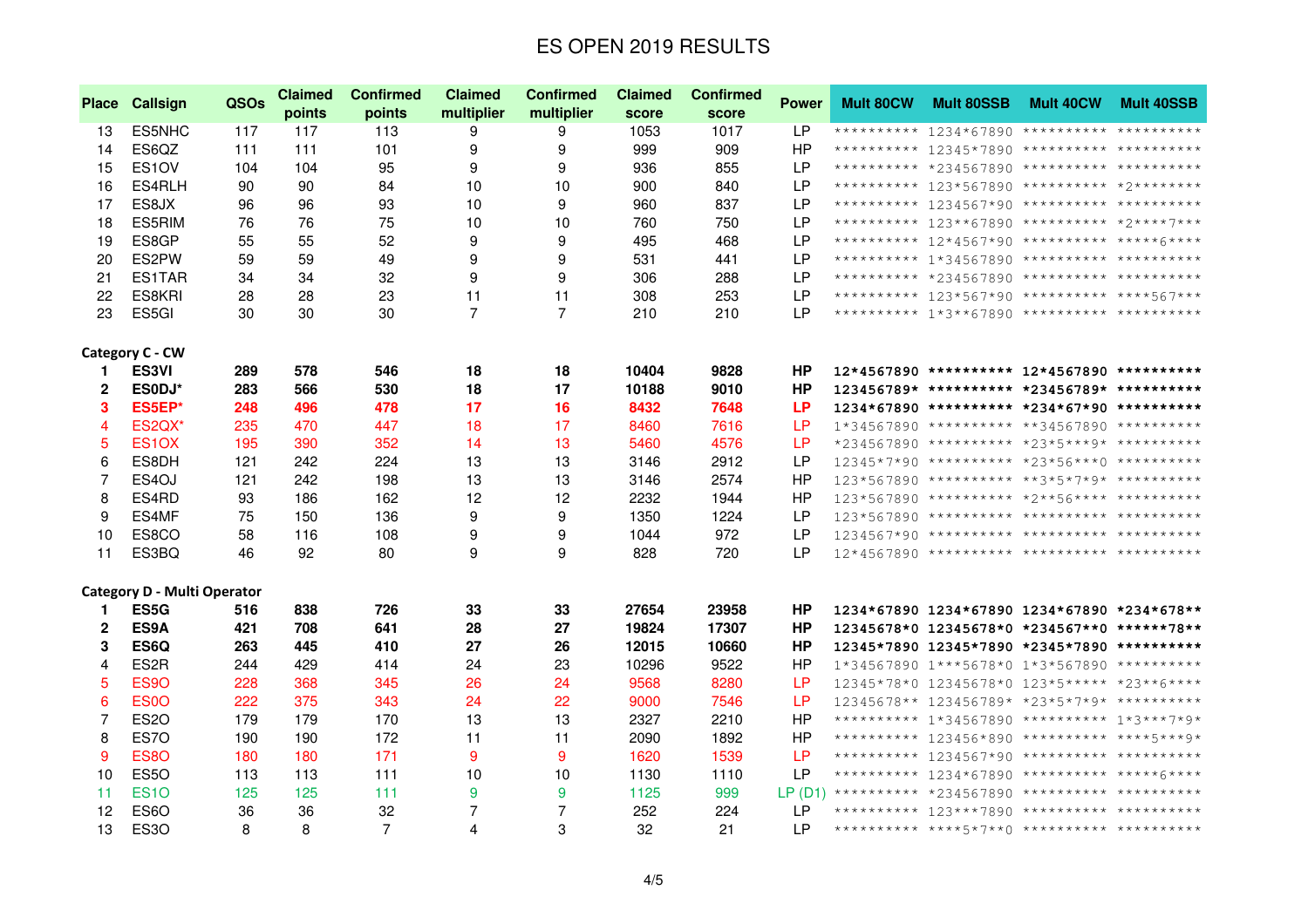# ES OPEN 2019 RESULTS

| Place | Callsign | QSOs | Claimed points | Confirmed points | Claimed multiplier | Confirmed multiplier | Claimed score | Confirmed score | Power | Mult 80CW | Mult 80SSB | Mult 40CW | Mult 40SSB |
|---|---|---|---|---|---|---|---|---|---|---|---|---|---|
| 13 | ES5NHC | 117 | 117 | 113 | 9 | 9 | 1053 | 1017 | LP | ********** | 1234*67890 | ********** | ********** |
| 14 | ES6QZ | 111 | 111 | 101 | 9 | 9 | 999 | 909 | HP | ********** | 12345*7890 | ********** | ********** |
| 15 | ES1OV | 104 | 104 | 95 | 9 | 9 | 936 | 855 | LP | ********** | *234567890 | ********** | ********** |
| 16 | ES4RLH | 90 | 90 | 84 | 10 | 10 | 900 | 840 | LP | ********** | 123*567890 | ********** | *2******** |
| 17 | ES8JX | 96 | 96 | 93 | 10 | 9 | 960 | 837 | LP | ********** | 1234567*90 | ********** | ********** |
| 18 | ES5RIM | 76 | 76 | 75 | 10 | 10 | 760 | 750 | LP | ********** | 123**67890 | ********** | *2****7*** |
| 19 | ES8GP | 55 | 55 | 52 | 9 | 9 | 495 | 468 | LP | ********** | 12*4567*90 | ********** | *****6**** |
| 20 | ES2PW | 59 | 59 | 49 | 9 | 9 | 531 | 441 | LP | ********** | 1*34567890 | ********** | ********** |
| 21 | ES1TAR | 34 | 34 | 32 | 9 | 9 | 306 | 288 | LP | ********** | *234567890 | ********** | ********** |
| 22 | ES8KRI | 28 | 28 | 23 | 11 | 11 | 308 | 253 | LP | ********** | 123*567*90 | ********** | ****567*** |
| 23 | ES5GI | 30 | 30 | 30 | 7 | 7 | 210 | 210 | LP | ********** | 1*3**67890 | ********** | ********** |
| **Category C - CW** | | | | | | | | | | | | | |
| **1** | **ES3VI** | **289** | **578** | **546** | **18** | **18** | **10404** | **9828** | **HP** | **12*4567890** | **\*\*\*\*\*\*\*\*\*\*** | **12*4567890** | **\*\*\*\*\*\*\*\*\*\*** |
| **2** | **ES0DJ*** | **283** | **566** | **530** | **18** | **17** | **10188** | **9010** | **HP** | **123456789*** | **\*\*\*\*\*\*\*\*\*\*** | ***23456789*** | **\*\*\*\*\*\*\*\*\*\*** |
| **3** | **ES5EP*** | **248** | **496** | **478** | **17** | **16** | **8432** | **7648** | **LP** | **1234*67890** | **\*\*\*\*\*\*\*\*\*\*** | ***234*67*90** | **\*\*\*\*\*\*\*\*\*\*** |
| 4 | ES2QX* | 235 | 470 | 447 | 18 | 17 | 8460 | 7616 | LP | 1*34567890 | ********** | **34567890 | ********** |
| 5 | ES1OX | 195 | 390 | 352 | 14 | 13 | 5460 | 4576 | LP | *234567890 | ********** | *23*5***9* | ********** |
| 6 | ES8DH | 121 | 242 | 224 | 13 | 13 | 3146 | 2912 | LP | 12345*7*90 | ********** | *23*56***0 | ********** |
| 7 | ES4OJ | 121 | 242 | 198 | 13 | 13 | 3146 | 2574 | HP | 123*567890 | ********** | **3*5*7*9* | ********** |
| 8 | ES4RD | 93 | 186 | 162 | 12 | 12 | 2232 | 1944 | HP | 123*567890 | ********** | *2**56**** | ********** |
| 9 | ES4MF | 75 | 150 | 136 | 9 | 9 | 1350 | 1224 | LP | 123*567890 | ********** | ********** | ********** |
| 10 | ES8CO | 58 | 116 | 108 | 9 | 9 | 1044 | 972 | LP | 1234567*90 | ********** | ********** | ********** |
| 11 | ES3BQ | 46 | 92 | 80 | 9 | 9 | 828 | 720 | LP | 12*4567890 | ********** | ********** | ********** |
| **Category D - Multi Operator** | | | | | | | | | | | | | |
| **1** | **ES5G** | **516** | **838** | **726** | **33** | **33** | **27654** | **23958** | **HP** | **1234*67890** | **1234*67890** | **1234*67890** | ***234*678\*\*** |
| **2** | **ES9A** | **421** | **708** | **641** | **28** | **27** | **19824** | **17307** | **HP** | **12345678*0** | **12345678*0** | ***234567\*\*0** | **\*\*\*\*\*\*78\*\*** |
| **3** | **ES6Q** | **263** | **445** | **410** | **27** | **26** | **12015** | **10660** | **HP** | **12345*7890** | **12345*7890** | ***2345*7890** | **\*\*\*\*\*\*\*\*\*\*** |
| 4 | ES2R | 244 | 429 | 414 | 24 | 23 | 10296 | 9522 | HP | 1*34567890 | 1***5678*0 | 1*3*567890 | ********** |
| 5 | ES9O | 228 | 368 | 345 | 26 | 24 | 9568 | 8280 | LP | 12345*78*0 | 12345678*0 | 123*5***** | *23**6**** |
| 6 | ES0O | 222 | 375 | 343 | 24 | 22 | 9000 | 7546 | LP | 12345678** | 123456789* | *23*5*7*9* | ********** |
| 7 | ES2O | 179 | 179 | 170 | 13 | 13 | 2327 | 2210 | HP | ********** | 1*34567890 | ********** | 1*3***7*9* |
| 8 | ES7O | 190 | 190 | 172 | 11 | 11 | 2090 | 1892 | HP | ********** | 123456*890 | ********** | ****5***9* |
| 9 | ES8O | 180 | 180 | 171 | 9 | 9 | 1620 | 1539 | LP | ********** | 1234567*90 | ********** | ********** |
| 10 | ES5O | 113 | 113 | 111 | 10 | 10 | 1130 | 1110 | LP | ********** | 1234*67890 | ********** | *****6**** |
| 11 | ES1O | 125 | 125 | 111 | 9 | 9 | 1125 | 999 | LP (D1) | ********** | *234567890 | ********** | ********** |
| 12 | ES6O | 36 | 36 | 32 | 7 | 7 | 252 | 224 | LP | ********** | 123***7890 | ********** | ********** |
| 13 | ES3O | 8 | 8 | 7 | 4 | 3 | 32 | 21 | LP | ********** | ****5*7**0 | ********** | ********** |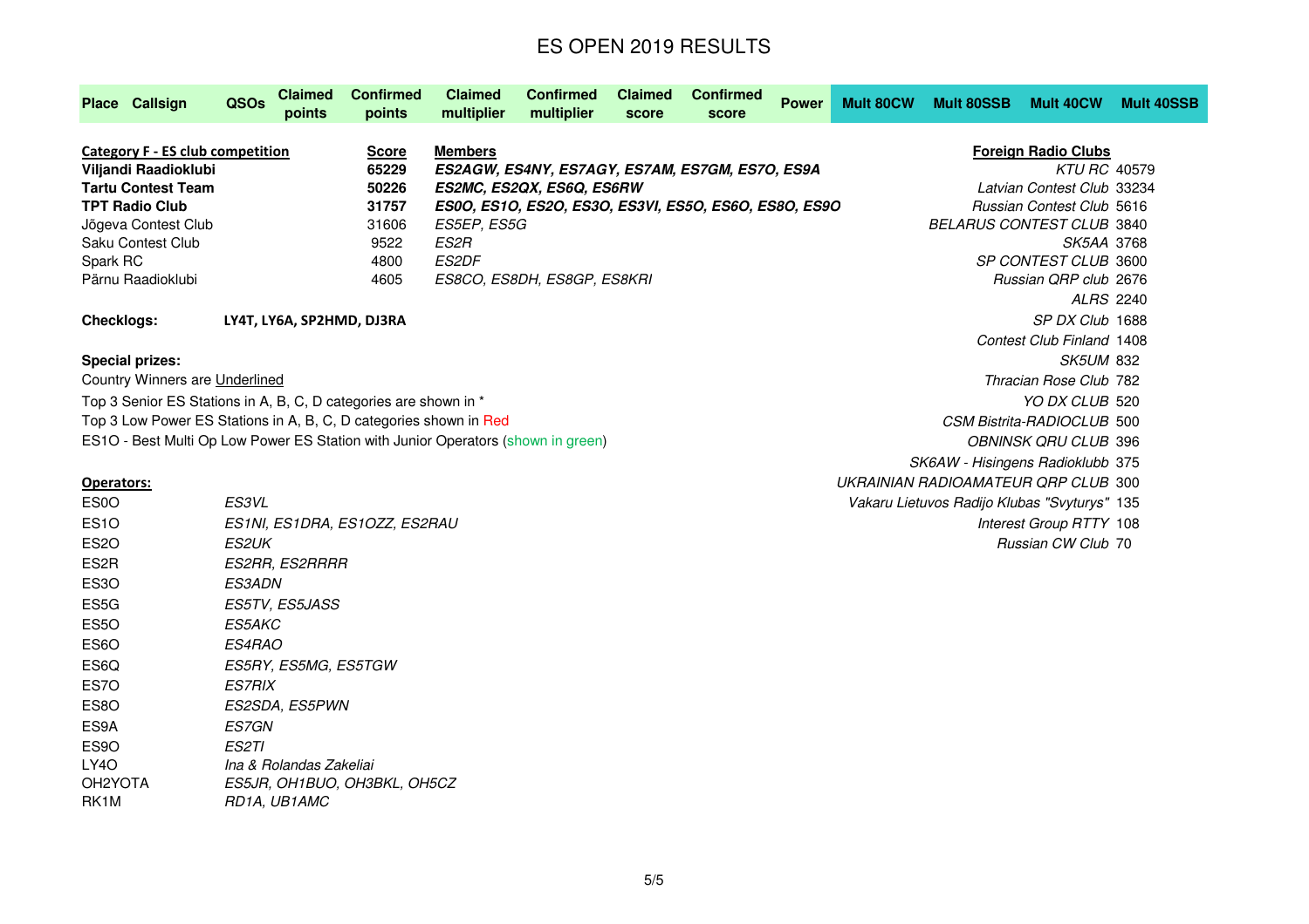# ES OPEN 2019 RESULTS

| Place | Callsign | QSOs | Claimed points | Confirmed points | Claimed multiplier | Confirmed multiplier | Claimed score | Confirmed score | Power | Mult 80CW | Mult 80SSB | Mult 40CW | Mult 40SSB |
|---|---|---|---|---|---|---|---|---|---|---|---|---|---|

### Category F - ES club competition

| Club | Score | Members |
|---|---|---|
| **Viljandi Raadioklubi** | **65229** | ***ES2AGW, ES4NY, ES7AGY, ES7AM, ES7GM, ES7O, ES9A*** |
| **Tartu Contest Team** | **50226** | ***ES2MC, ES2QX, ES6Q, ES6RW*** |
| **TPT Radio Club** | **31757** | ***ES0O, ES1O, ES2O, ES3O, ES3VI, ES5O, ES6O, ES8O, ES9O*** |
| Jõgeva Contest Club | 31606 | *ES5EP, ES5G* |
| Saku Contest Club | 9522 | *ES2R* |
| Spark RC | 4800 | *ES2DF* |
| Pärnu Raadioklubi | 4605 | *ES8CO, ES8DH, ES8GP, ES8KRI* |

### Foreign Radio Clubs

| Club | Score |
|---|---|
| *KTU RC* | 40579 |
| *Latvian Contest Club* | 33234 |
| *Russian Contest Club* | 5616 |
| *BELARUS CONTEST CLUB* | 3840 |
| *SK5AA* | 3768 |
| *SP CONTEST CLUB* | 3600 |
| *Russian QRP club* | 2676 |
| *ALRS* | 2240 |
| *SP DX Club* | 1688 |
| *Contest Club Finland* | 1408 |
| *SK5UM* | 832 |
| *Thracian Rose Club* | 782 |
| *YO DX CLUB* | 520 |
| *CSM Bistrita-RADIOCLUB* | 500 |
| *OBNINSK QRU CLUB* | 396 |
| *SK6AW - Hisingens Radioklubb* | 375 |
| *UKRAINIAN RADIOAMATEUR QRP CLUB* | 300 |
| *Vakaru Lietuvos Radijo Klubas "Svyturys"* | 135 |
| *Interest Group RTTY* | 108 |
| *Russian CW Club* | 70 |

**Checklogs:** **LY4T, LY6A, SP2HMD, DJ3RA**

**Special prizes:**

Country Winners are Underlined

Top 3 Senior ES Stations in A, B, C, D categories are shown in *

Top 3 Low Power ES Stations in A, B, C, D categories shown in Red

ES1O - Best Multi Op Low Power ES Station with Junior Operators (shown in green)

**Operators:**

| Callsign | Operators |
|---|---|
| ES0O | *ES3VL* |
| ES1O | *ES1NI, ES1DRA, ES1OZZ, ES2RAU* |
| ES2O | *ES2UK* |
| ES2R | *ES2RR, ES2RRRR* |
| ES3O | *ES3ADN* |
| ES5G | *ES5TV, ES5JASS* |
| ES5O | *ES5AKC* |
| ES6O | *ES4RAO* |
| ES6Q | *ES5RY, ES5MG, ES5TGW* |
| ES7O | *ES7RIX* |
| ES8O | *ES2SDA, ES5PWN* |
| ES9A | *ES7GN* |
| ES9O | *ES2TI* |
| LY4O | *Ina & Rolandas Zakeliai* |
| OH2YOTA | *ES5JR, OH1BUO, OH3BKL, OH5CZ* |
| RK1M | *RD1A, UB1AMC* |